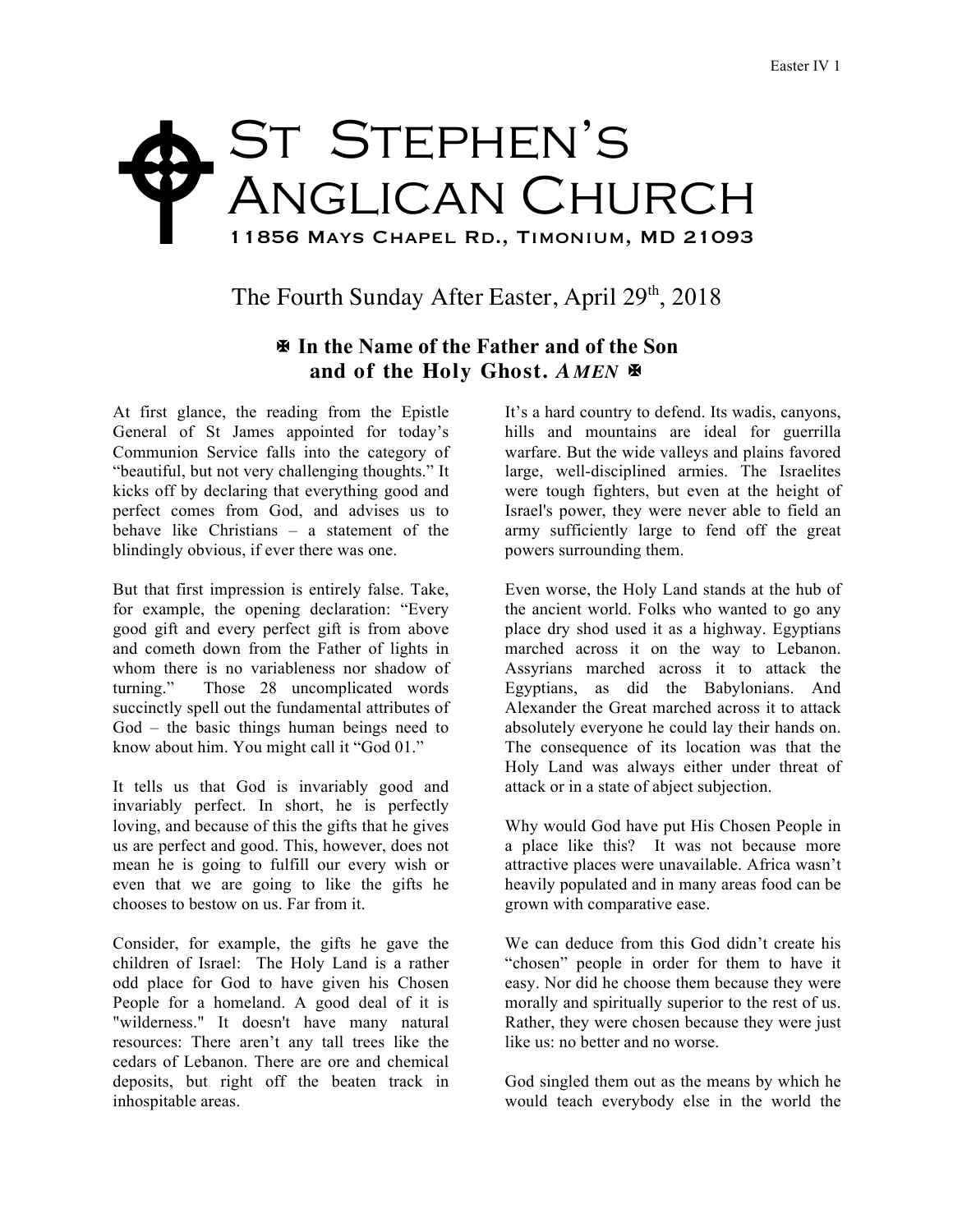# St Stephen's Anglican Church

11856 Mays Chapel Rd., Timonium, MD 21093

## The Fourth Sunday After Easter, April 29th, 2018

**✠ In the Name of the Father and of the Son and of the Holy Ghost. *AMEN* ✠**

At first glance, the reading from the Epistle General of St James appointed for today's Communion Service falls into the category of "beautiful, but not very challenging thoughts." It kicks off by declaring that everything good and perfect comes from God, and advises us to behave like Christians – a statement of the blindingly obvious, if ever there was one.

But that first impression is entirely false. Take, for example, the opening declaration: "Every good gift and every perfect gift is from above and cometh down from the Father of lights in whom there is no variableness nor shadow of turning." Those 28 uncomplicated words succinctly spell out the fundamental attributes of God – the basic things human beings need to know about him. You might call it "God 01."

It tells us that God is invariably good and invariably perfect. In short, he is perfectly loving, and because of this the gifts that he gives us are perfect and good. This, however, does not mean he is going to fulfill our every wish or even that we are going to like the gifts he chooses to bestow on us. Far from it.

Consider, for example, the gifts he gave the children of Israel: The Holy Land is a rather odd place for God to have given his Chosen People for a homeland. A good deal of it is "wilderness." It doesn't have many natural resources: There aren't any tall trees like the cedars of Lebanon. There are ore and chemical deposits, but right off the beaten track in inhospitable areas.

It's a hard country to defend. Its wadis, canyons, hills and mountains are ideal for guerrilla warfare. But the wide valleys and plains favored large, well-disciplined armies. The Israelites were tough fighters, but even at the height of Israel's power, they were never able to field an army sufficiently large to fend off the great powers surrounding them.

Even worse, the Holy Land stands at the hub of the ancient world. Folks who wanted to go any place dry shod used it as a highway. Egyptians marched across it on the way to Lebanon. Assyrians marched across it to attack the Egyptians, as did the Babylonians. And Alexander the Great marched across it to attack absolutely everyone he could lay their hands on. The consequence of its location was that the Holy Land was always either under threat of attack or in a state of abject subjection.

Why would God have put His Chosen People in a place like this? It was not because more attractive places were unavailable. Africa wasn't heavily populated and in many areas food can be grown with comparative ease.

We can deduce from this God didn't create his "chosen" people in order for them to have it easy. Nor did he choose them because they were morally and spiritually superior to the rest of us. Rather, they were chosen because they were just like us: no better and no worse.

God singled them out as the means by which he would teach everybody else in the world the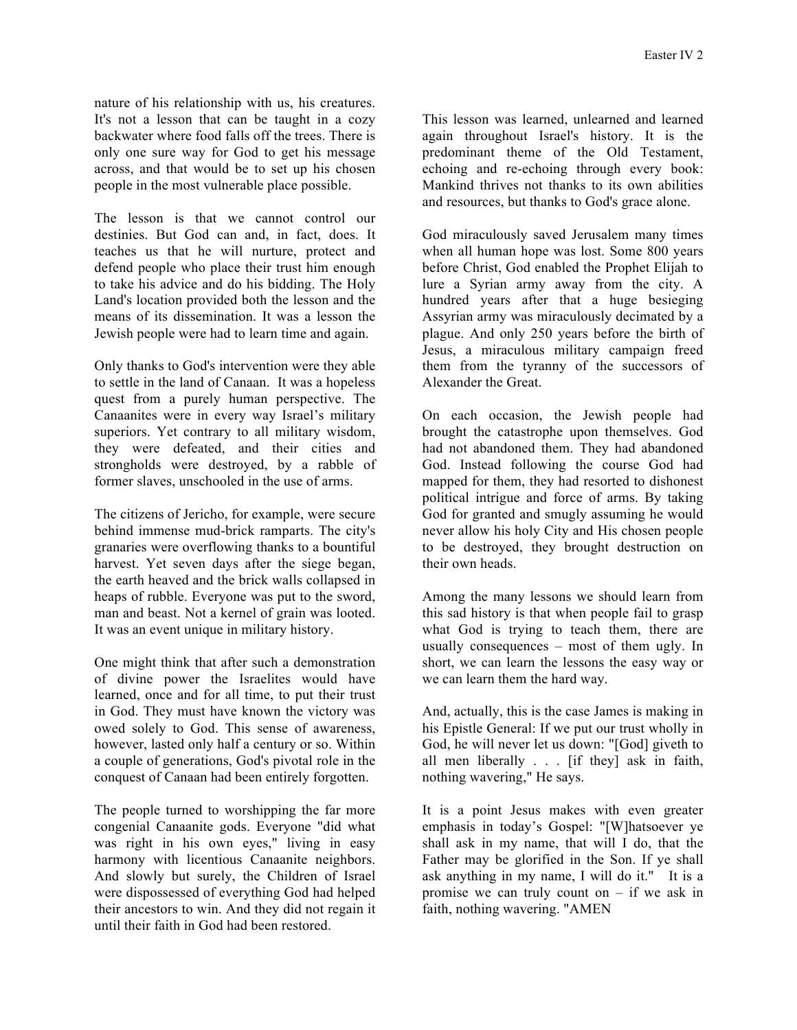nature of his relationship with us, his creatures. It's not a lesson that can be taught in a cozy backwater where food falls off the trees. There is only one sure way for God to get his message across, and that would be to set up his chosen people in the most vulnerable place possible.

The lesson is that we cannot control our destinies. But God can and, in fact, does. It teaches us that he will nurture, protect and defend people who place their trust him enough to take his advice and do his bidding. The Holy Land's location provided both the lesson and the means of its dissemination. It was a lesson the Jewish people were had to learn time and again.

Only thanks to God's intervention were they able to settle in the land of Canaan. It was a hopeless quest from a purely human perspective. The Canaanites were in every way Israel's military superiors. Yet contrary to all military wisdom, they were defeated, and their cities and strongholds were destroyed, by a rabble of former slaves, unschooled in the use of arms.

The citizens of Jericho, for example, were secure behind immense mud-brick ramparts. The city's granaries were overflowing thanks to a bountiful harvest. Yet seven days after the siege began, the earth heaved and the brick walls collapsed in heaps of rubble. Everyone was put to the sword, man and beast. Not a kernel of grain was looted. It was an event unique in military history.

One might think that after such a demonstration of divine power the Israelites would have learned, once and for all time, to put their trust in God. They must have known the victory was owed solely to God. This sense of awareness, however, lasted only half a century or so. Within a couple of generations, God's pivotal role in the conquest of Canaan had been entirely forgotten.

The people turned to worshipping the far more congenial Canaanite gods. Everyone "did what was right in his own eyes," living in easy harmony with licentious Canaanite neighbors. And slowly but surely, the Children of Israel were dispossessed of everything God had helped their ancestors to win. And they did not regain it until their faith in God had been restored.

This lesson was learned, unlearned and learned again throughout Israel's history. It is the predominant theme of the Old Testament, echoing and re-echoing through every book: Mankind thrives not thanks to its own abilities and resources, but thanks to God's grace alone.

God miraculously saved Jerusalem many times when all human hope was lost. Some 800 years before Christ, God enabled the Prophet Elijah to lure a Syrian army away from the city. A hundred years after that a huge besieging Assyrian army was miraculously decimated by a plague. And only 250 years before the birth of Jesus, a miraculous military campaign freed them from the tyranny of the successors of Alexander the Great.

On each occasion, the Jewish people had brought the catastrophe upon themselves. God had not abandoned them. They had abandoned God. Instead following the course God had mapped for them, they had resorted to dishonest political intrigue and force of arms. By taking God for granted and smugly assuming he would never allow his holy City and His chosen people to be destroyed, they brought destruction on their own heads.

Among the many lessons we should learn from this sad history is that when people fail to grasp what God is trying to teach them, there are usually consequences – most of them ugly. In short, we can learn the lessons the easy way or we can learn them the hard way.

And, actually, this is the case James is making in his Epistle General: If we put our trust wholly in God, he will never let us down: "[God] giveth to all men liberally . . . [if they] ask in faith, nothing wavering," He says.

It is a point Jesus makes with even greater emphasis in today's Gospel: "[W]hatsoever ye shall ask in my name, that will I do, that the Father may be glorified in the Son. If ye shall ask anything in my name, I will do it." It is a promise we can truly count on – if we ask in faith, nothing wavering. "AMEN